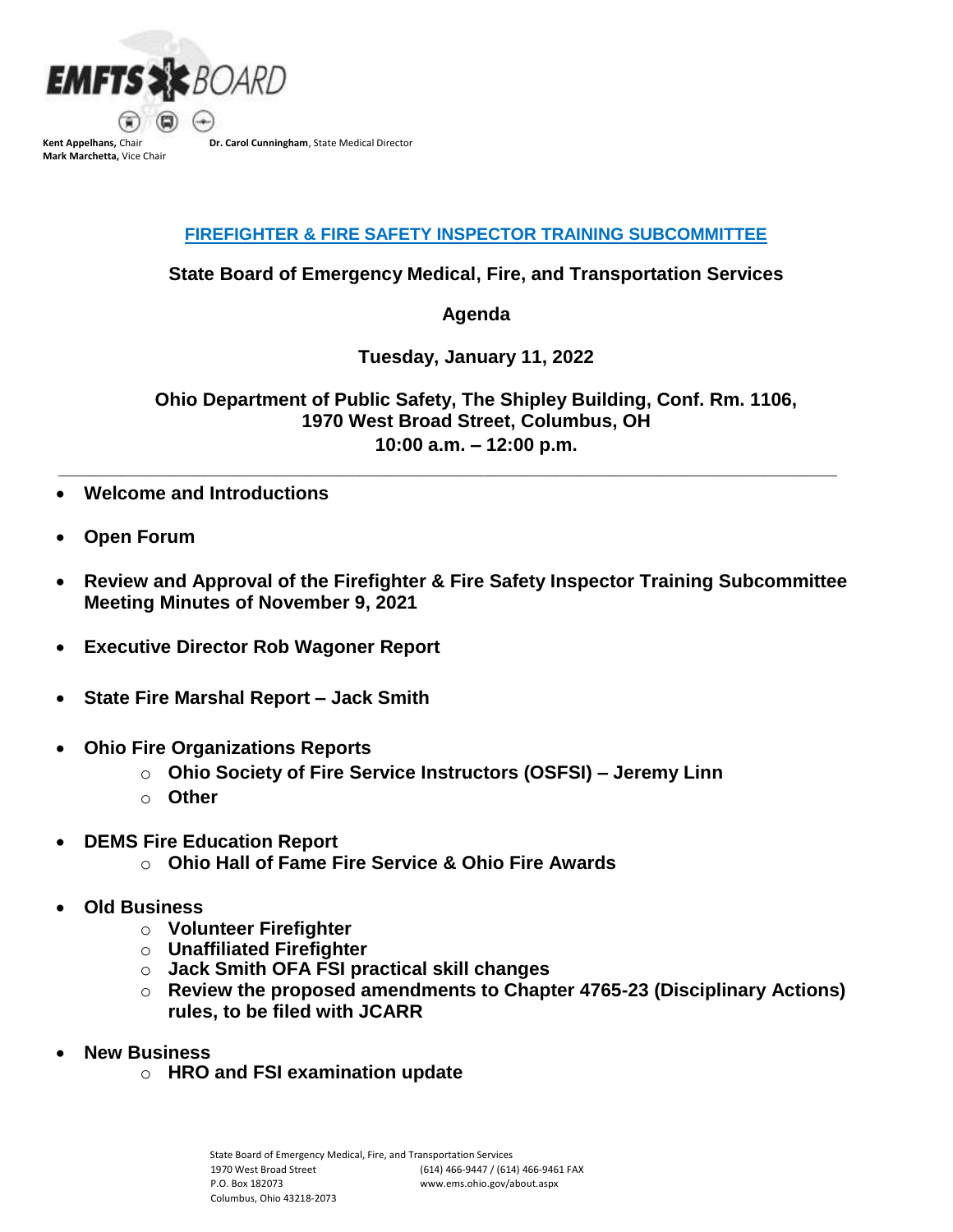EMFTS BOARD

**Kent Appelhans,** Chair
**Mark Marchetta,** Vice Chair

**Dr. Carol Cunningham**, State Medical Director

## FIREFIGHTER & FIRE SAFETY INSPECTOR TRAINING SUBCOMMITTEE

**State Board of Emergency Medical, Fire, and Transportation Services**

**Agenda**

**Tuesday, January 11, 2022**

**Ohio Department of Public Safety, The Shipley Building, Conf. Rm. 1106,**
**1970 West Broad Street, Columbus, OH**
**10:00 a.m. – 12:00 p.m.**

---

- **Welcome and Introductions**
- **Open Forum**
- **Review and Approval of the Firefighter & Fire Safety Inspector Training Subcommittee Meeting Minutes of November 9, 2021**
- **Executive Director Rob Wagoner Report**
- **State Fire Marshal Report – Jack Smith**
- **Ohio Fire Organizations Reports**
  - **Ohio Society of Fire Service Instructors (OSFSI) – Jeremy Linn**
  - **Other**
- **DEMS Fire Education Report**
  - **Ohio Hall of Fame Fire Service & Ohio Fire Awards**
- **Old Business**
  - **Volunteer Firefighter**
  - **Unaffiliated Firefighter**
  - **Jack Smith OFA FSI practical skill changes**
  - **Review the proposed amendments to Chapter 4765-23 (Disciplinary Actions) rules, to be filed with JCARR**
- **New Business**
  - **HRO and FSI examination update**

State Board of Emergency Medical, Fire, and Transportation Services
1970 West Broad Street
P.O. Box 182073
Columbus, Ohio 43218-2073
(614) 466-9447 / (614) 466-9461 FAX
www.ems.ohio.gov/about.aspx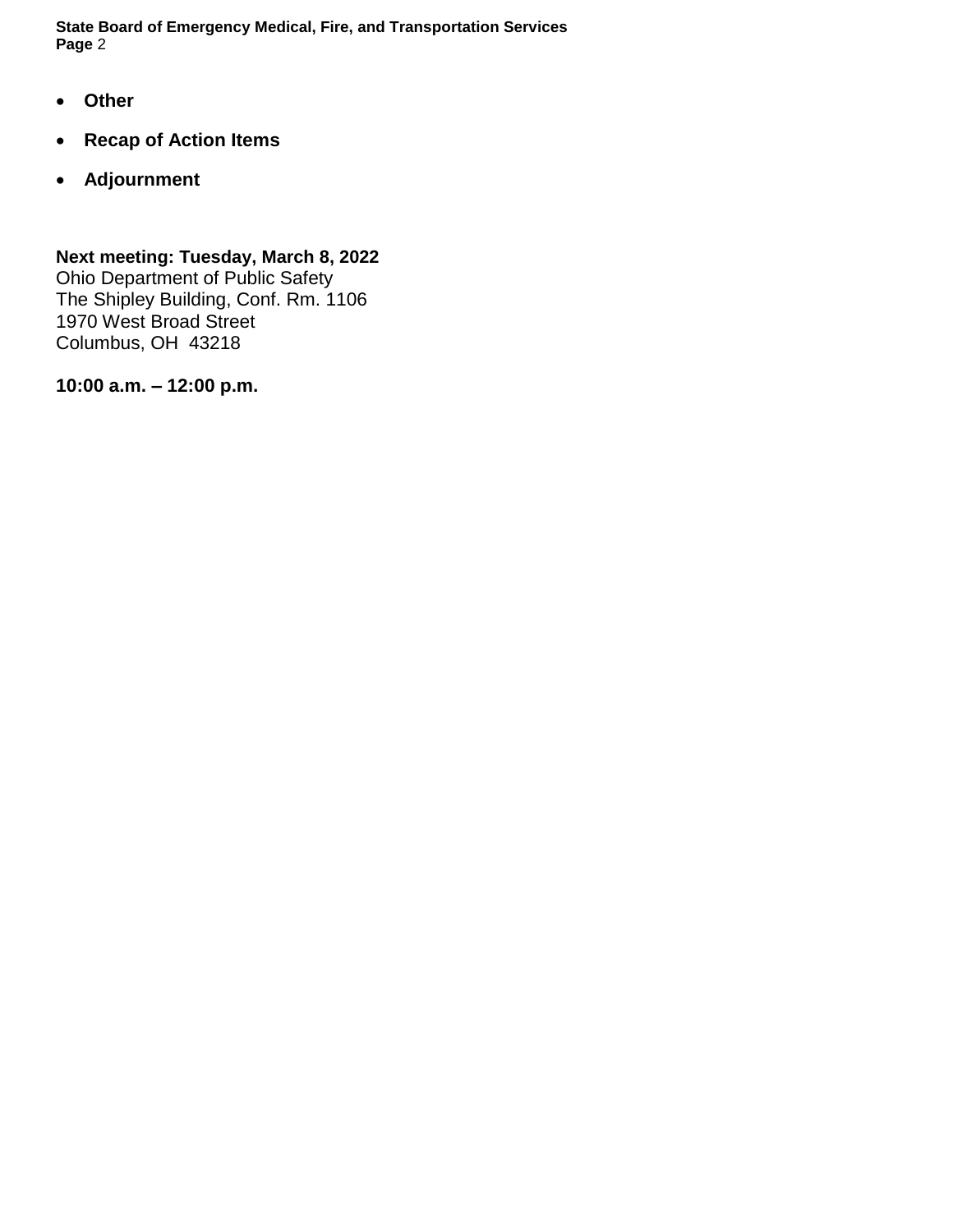- **Other**
- **Recap of Action Items**
- **Adjournment**

**Next meeting: Tuesday, March 8, 2022**
Ohio Department of Public Safety
The Shipley Building, Conf. Rm. 1106
1970 West Broad Street
Columbus, OH 43218

**10:00 a.m. – 12:00 p.m.**